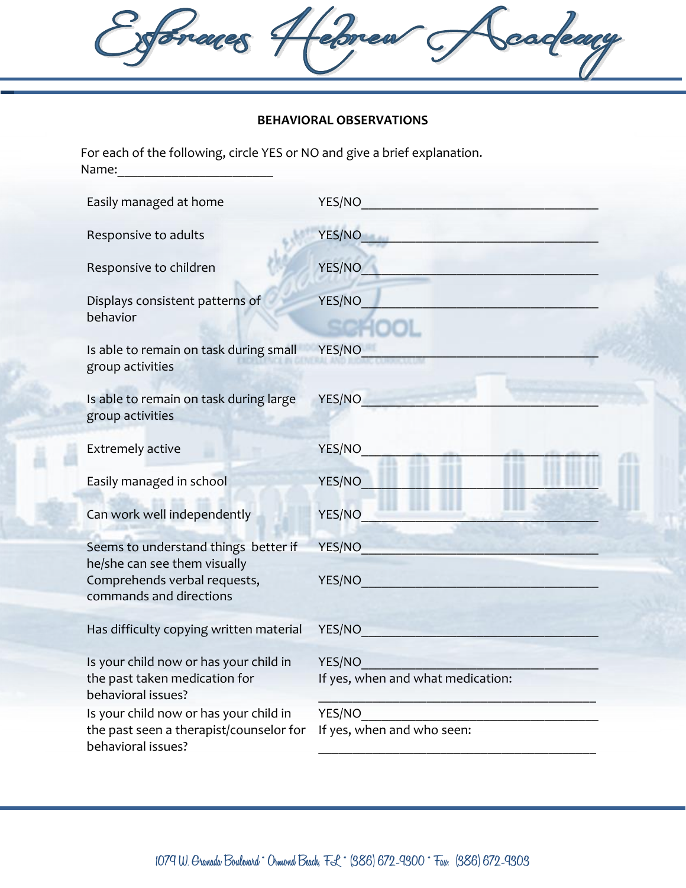# Esforaces Hebrew Academy

**BEHAVIORAL OBSERVATIONS**

For each of the following, circle YES or NO and give a brief explanation.
Name:_______________________

| | |
|---|---|
| Easily managed at home | YES/NO____________________________________ |
| Responsive to adults | YES/NO____________________________________ |
| Responsive to children | YES/NO____________________________________ |
| Displays consistent patterns of behavior | YES/NO____________________________________ |
| Is able to remain on task during small group activities | YES/NO____________________________________ |
| Is able to remain on task during large group activities | YES/NO____________________________________ |
| Extremely active | YES/NO____________________________________ |
| Easily managed in school | YES/NO____________________________________ |
| Can work well independently | YES/NO____________________________________ |
| Seems to understand things better if he/she can see them visually | YES/NO____________________________________ |
| Comprehends verbal requests, commands and directions | YES/NO____________________________________ |
| Has difficulty copying written material | YES/NO____________________________________ |
| Is your child now or has your child in the past taken medication for behavioral issues? | YES/NO____________________________________ If yes, when and what medication: ____________________________________ |
| Is your child now or has your child in the past seen a therapist/counselor for behavioral issues? | YES/NO____________________________________ If yes, when and who seen: ____________________________________ |

1079 W. Granada Boulevard * Ormond Beach, FL * (386) 672-4300 * Fax: (386) 672-4303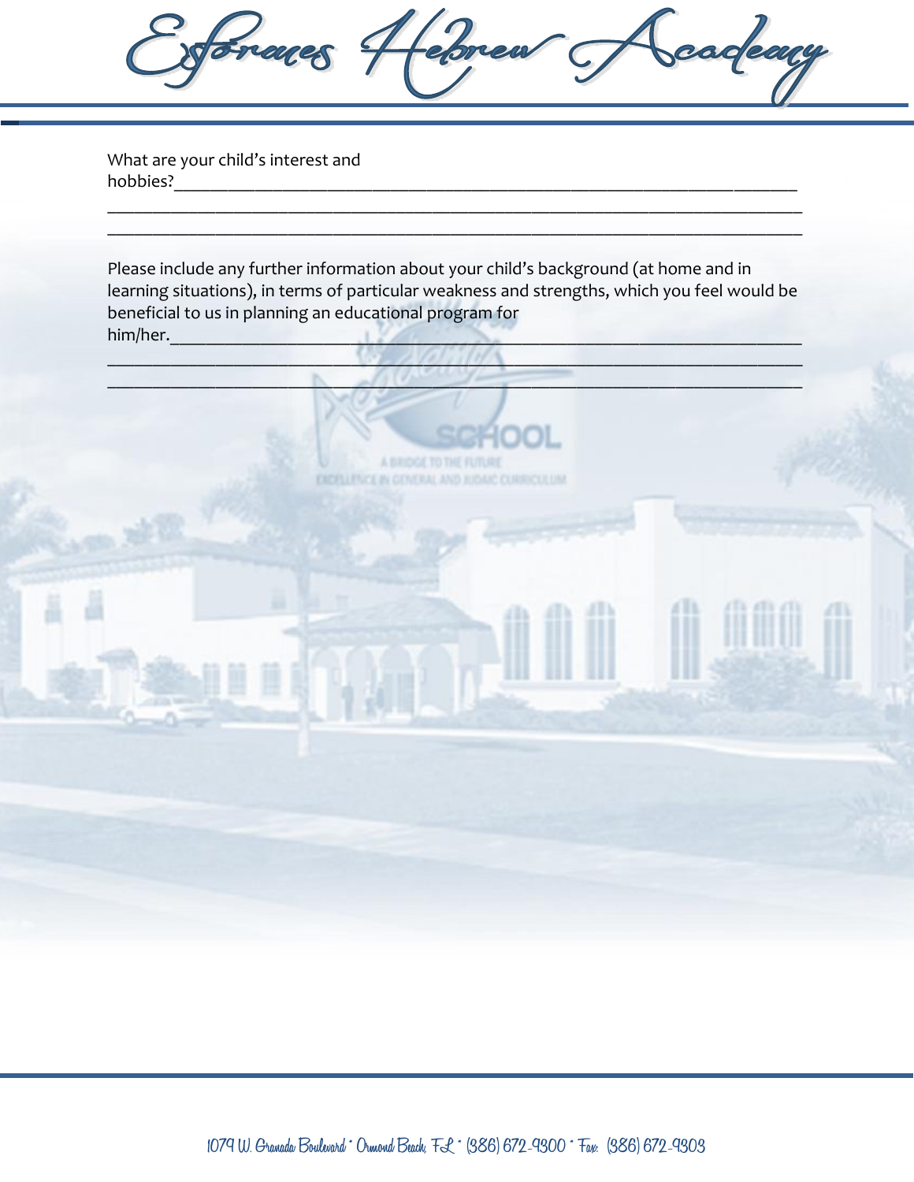What are your child's interest and hobbies?___________________________________________________________________________
___________________________________________________________________________
___________________________________________________________________________

Please include any further information about your child's background (at home and in learning situations), in terms of particular weakness and strengths, which you feel would be beneficial to us in planning an educational program for him/her.___________________________________________________________________________
___________________________________________________________________________
___________________________________________________________________________